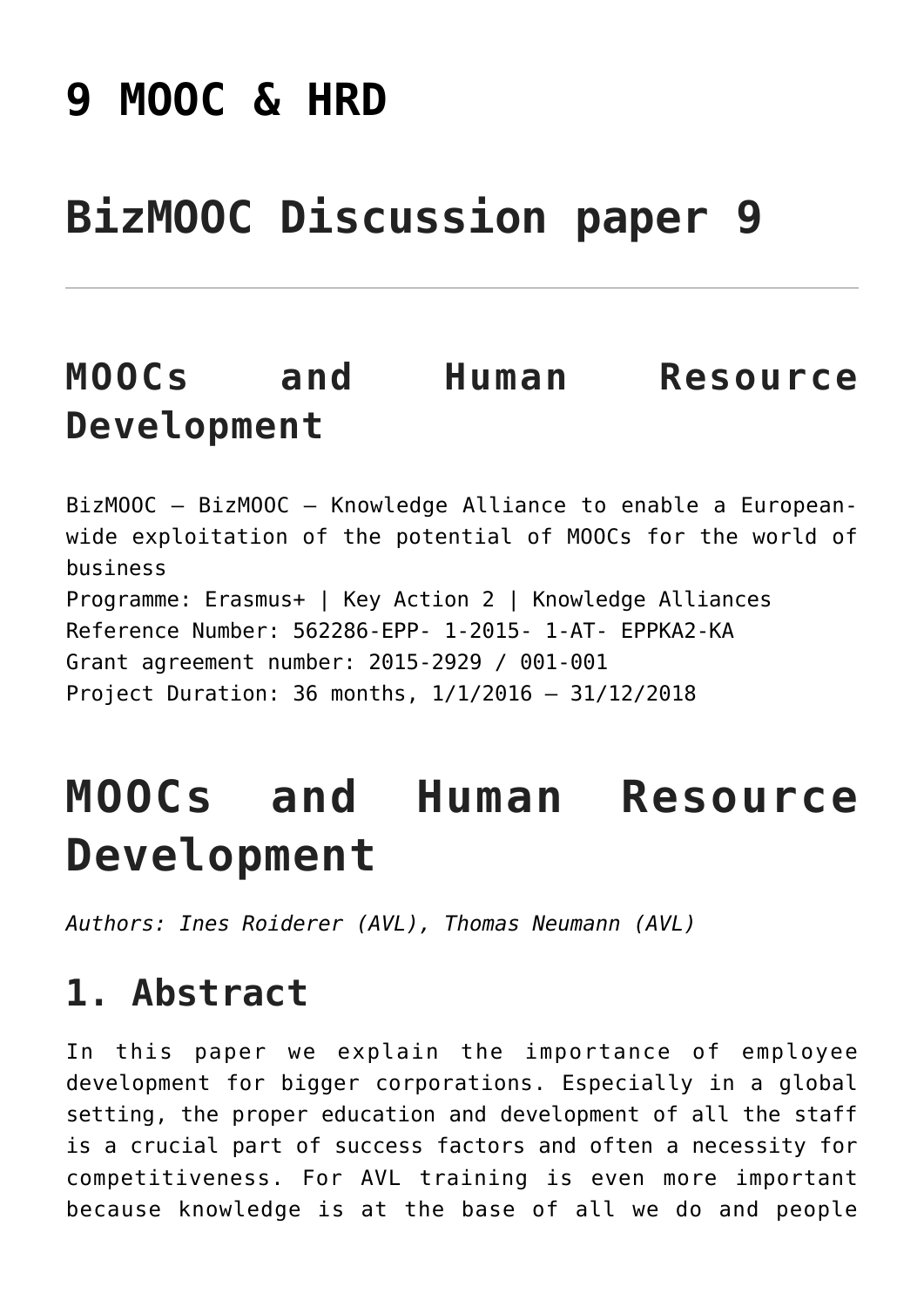# 9 MOOC & HRD

# BizMOOC Discussion paper 9

---

## MOOCs and Human Resource Development

BizMOOC – BizMOOC – Knowledge Alliance to enable a European-wide exploitation of the potential of MOOCs for the world of business
Programme: Erasmus+ | Key Action 2 | Knowledge Alliances
Reference Number: 562286-EPP- 1-2015- 1-AT- EPPKA2-KA
Grant agreement number: 2015-2929 / 001-001
Project Duration: 36 months, 1/1/2016 – 31/12/2018

# MOOCs and Human Resource Development

*Authors: Ines Roiderer (AVL), Thomas Neumann (AVL)*

## 1. Abstract

In this paper we explain the importance of employee development for bigger corporations. Especially in a global setting, the proper education and development of all the staff is a crucial part of success factors and often a necessity for competitiveness. For AVL training is even more important because knowledge is at the base of all we do and people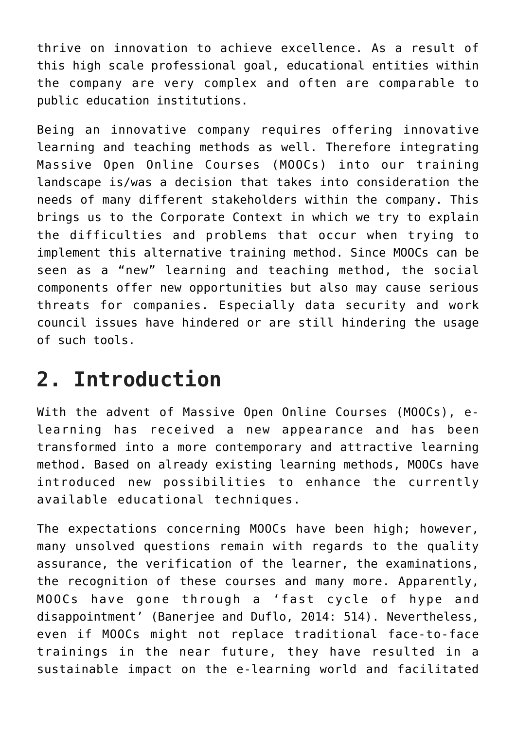thrive on innovation to achieve excellence. As a result of this high scale professional goal, educational entities within the company are very complex and often are comparable to public education institutions.

Being an innovative company requires offering innovative learning and teaching methods as well. Therefore integrating Massive Open Online Courses (MOOCs) into our training landscape is/was a decision that takes into consideration the needs of many different stakeholders within the company. This brings us to the Corporate Context in which we try to explain the difficulties and problems that occur when trying to implement this alternative training method. Since MOOCs can be seen as a "new" learning and teaching method, the social components offer new opportunities but also may cause serious threats for companies. Especially data security and work council issues have hindered or are still hindering the usage of such tools.

## 2. Introduction

With the advent of Massive Open Online Courses (MOOCs), e-learning has received a new appearance and has been transformed into a more contemporary and attractive learning method. Based on already existing learning methods, MOOCs have introduced new possibilities to enhance the currently available educational techniques.

The expectations concerning MOOCs have been high; however, many unsolved questions remain with regards to the quality assurance, the verification of the learner, the examinations, the recognition of these courses and many more. Apparently, MOOCs have gone through a 'fast cycle of hype and disappointment' (Banerjee and Duflo, 2014: 514). Nevertheless, even if MOOCs might not replace traditional face-to-face trainings in the near future, they have resulted in a sustainable impact on the e-learning world and facilitated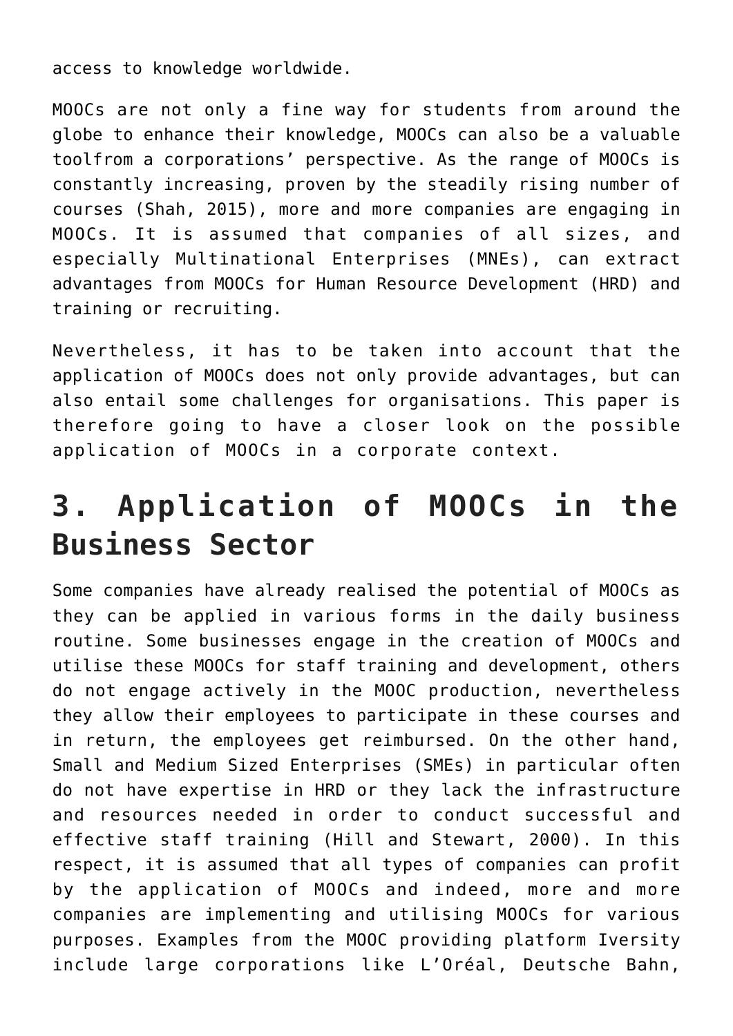access to knowledge worldwide.

MOOCs are not only a fine way for students from around the globe to enhance their knowledge, MOOCs can also be a valuable toolfrom a corporations' perspective. As the range of MOOCs is constantly increasing, proven by the steadily rising number of courses (Shah, 2015), more and more companies are engaging in MOOCs. It is assumed that companies of all sizes, and especially Multinational Enterprises (MNEs), can extract advantages from MOOCs for Human Resource Development (HRD) and training or recruiting.

Nevertheless, it has to be taken into account that the application of MOOCs does not only provide advantages, but can also entail some challenges for organisations. This paper is therefore going to have a closer look on the possible application of MOOCs in a corporate context.

# 3. Application of MOOCs in the Business Sector

Some companies have already realised the potential of MOOCs as they can be applied in various forms in the daily business routine. Some businesses engage in the creation of MOOCs and utilise these MOOCs for staff training and development, others do not engage actively in the MOOC production, nevertheless they allow their employees to participate in these courses and in return, the employees get reimbursed. On the other hand, Small and Medium Sized Enterprises (SMEs) in particular often do not have expertise in HRD or they lack the infrastructure and resources needed in order to conduct successful and effective staff training (Hill and Stewart, 2000). In this respect, it is assumed that all types of companies can profit by the application of MOOCs and indeed, more and more companies are implementing and utilising MOOCs for various purposes. Examples from the MOOC providing platform Iversity include large corporations like L'Oréal, Deutsche Bahn,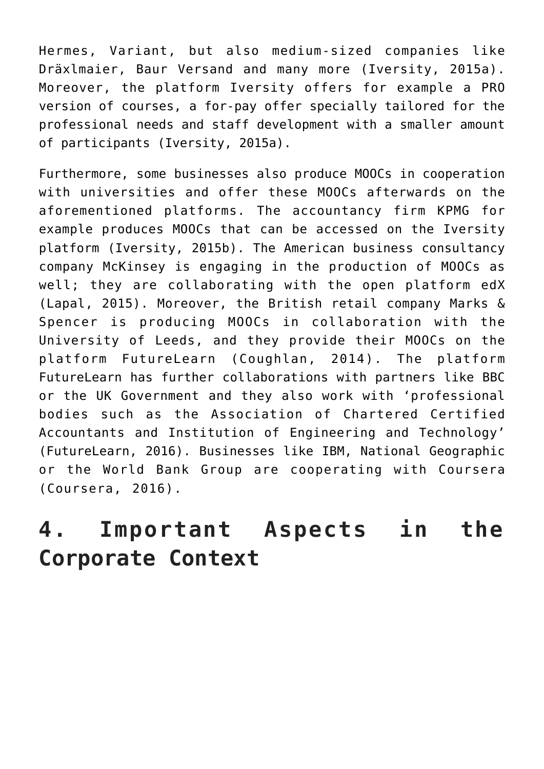Hermes, Variant, but also medium-sized companies like Dräxlmaier, Baur Versand and many more (Iversity, 2015a). Moreover, the platform Iversity offers for example a PRO version of courses, a for-pay offer specially tailored for the professional needs and staff development with a smaller amount of participants (Iversity, 2015a).

Furthermore, some businesses also produce MOOCs in cooperation with universities and offer these MOOCs afterwards on the aforementioned platforms. The accountancy firm KPMG for example produces MOOCs that can be accessed on the Iversity platform (Iversity, 2015b). The American business consultancy company McKinsey is engaging in the production of MOOCs as well; they are collaborating with the open platform edX (Lapal, 2015). Moreover, the British retail company Marks & Spencer is producing MOOCs in collaboration with the University of Leeds, and they provide their MOOCs on the platform FutureLearn (Coughlan, 2014). The platform FutureLearn has further collaborations with partners like BBC or the UK Government and they also work with 'professional bodies such as the Association of Chartered Certified Accountants and Institution of Engineering and Technology' (FutureLearn, 2016). Businesses like IBM, National Geographic or the World Bank Group are cooperating with Coursera (Coursera, 2016).

# 4. Important Aspects in the Corporate Context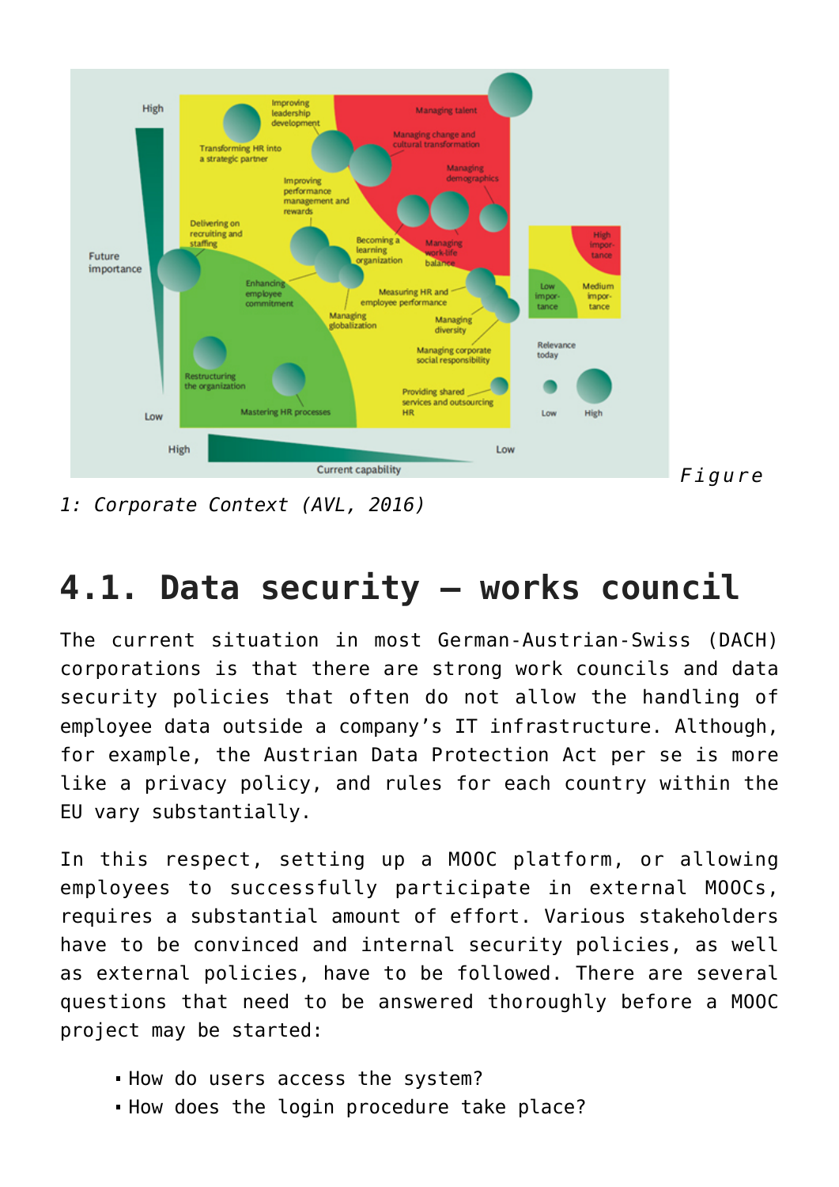*Figure 1: Corporate Context (AVL, 2016)*

## 4.1. Data security – works council

The current situation in most German-Austrian-Swiss (DACH) corporations is that there are strong work councils and data security policies that often do not allow the handling of employee data outside a company's IT infrastructure. Although, for example, the Austrian Data Protection Act per se is more like a privacy policy, and rules for each country within the EU vary substantially.

In this respect, setting up a MOOC platform, or allowing employees to successfully participate in external MOOCs, requires a substantial amount of effort. Various stakeholders have to be convinced and internal security policies, as well as external policies, have to be followed. There are several questions that need to be answered thoroughly before a MOOC project may be started:

- How do users access the system?
- How does the login procedure take place?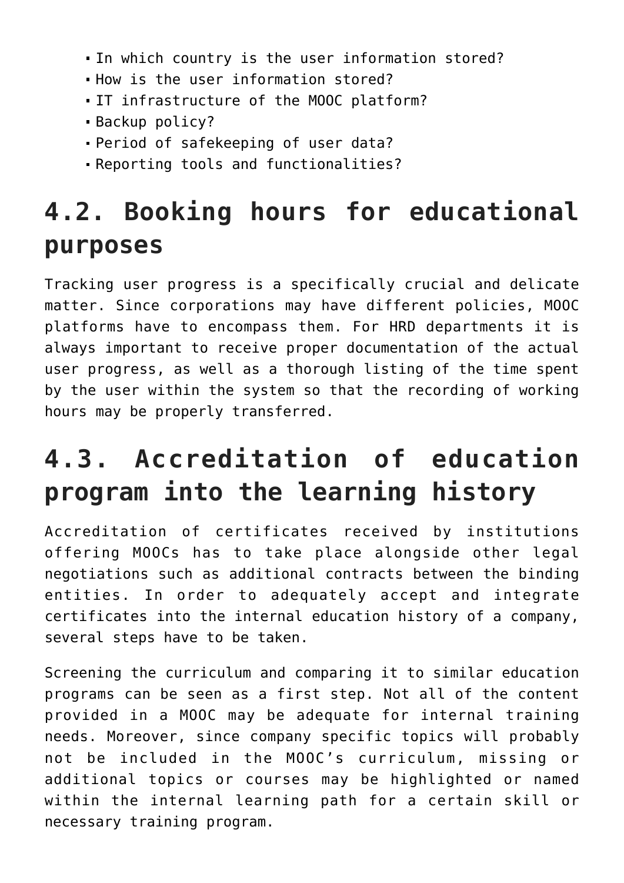- In which country is the user information stored?
- How is the user information stored?
- IT infrastructure of the MOOC platform?
- Backup policy?
- Period of safekeeping of user data?
- Reporting tools and functionalities?

## 4.2. Booking hours for educational purposes

Tracking user progress is a specifically crucial and delicate matter. Since corporations may have different policies, MOOC platforms have to encompass them. For HRD departments it is always important to receive proper documentation of the actual user progress, as well as a thorough listing of the time spent by the user within the system so that the recording of working hours may be properly transferred.

## 4.3. Accreditation of education program into the learning history

Accreditation of certificates received by institutions offering MOOCs has to take place alongside other legal negotiations such as additional contracts between the binding entities. In order to adequately accept and integrate certificates into the internal education history of a company, several steps have to be taken.

Screening the curriculum and comparing it to similar education programs can be seen as a first step. Not all of the content provided in a MOOC may be adequate for internal training needs. Moreover, since company specific topics will probably not be included in the MOOC's curriculum, missing or additional topics or courses may be highlighted or named within the internal learning path for a certain skill or necessary training program.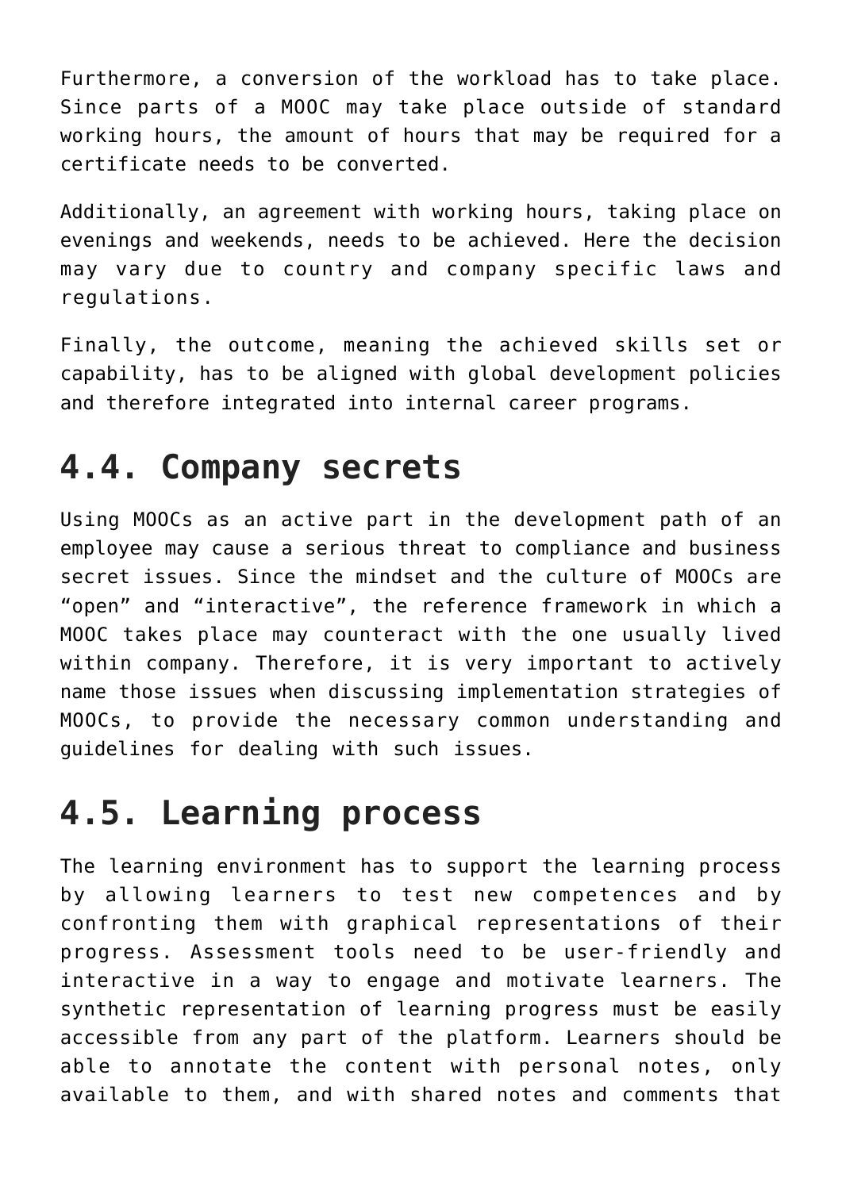Furthermore, a conversion of the workload has to take place. Since parts of a MOOC may take place outside of standard working hours, the amount of hours that may be required for a certificate needs to be converted.

Additionally, an agreement with working hours, taking place on evenings and weekends, needs to be achieved. Here the decision may vary due to country and company specific laws and regulations.

Finally, the outcome, meaning the achieved skills set or capability, has to be aligned with global development policies and therefore integrated into internal career programs.

## 4.4. Company secrets

Using MOOCs as an active part in the development path of an employee may cause a serious threat to compliance and business secret issues. Since the mindset and the culture of MOOCs are “open” and “interactive”, the reference framework in which a MOOC takes place may counteract with the one usually lived within company. Therefore, it is very important to actively name those issues when discussing implementation strategies of MOOCs, to provide the necessary common understanding and guidelines for dealing with such issues.

## 4.5. Learning process

The learning environment has to support the learning process by allowing learners to test new competences and by confronting them with graphical representations of their progress. Assessment tools need to be user-friendly and interactive in a way to engage and motivate learners. The synthetic representation of learning progress must be easily accessible from any part of the platform. Learners should be able to annotate the content with personal notes, only available to them, and with shared notes and comments that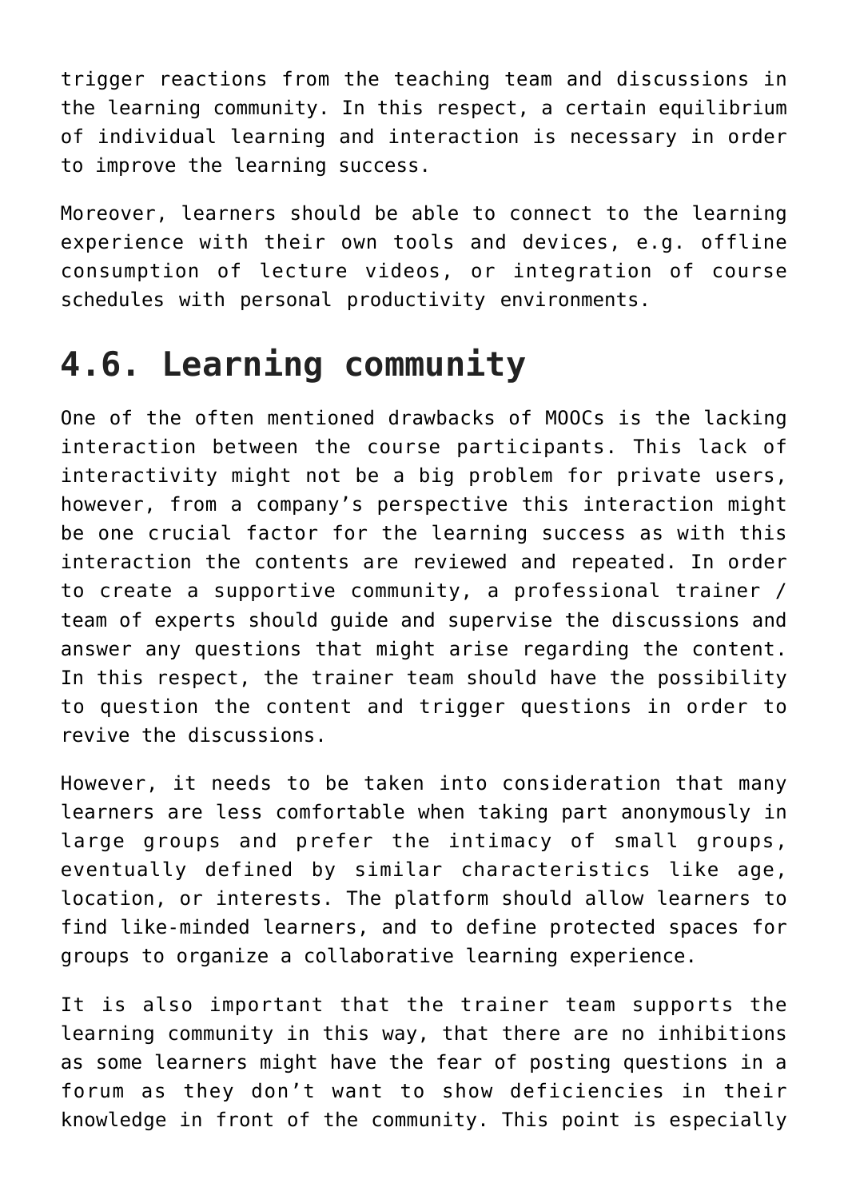trigger reactions from the teaching team and discussions in the learning community. In this respect, a certain equilibrium of individual learning and interaction is necessary in order to improve the learning success.

Moreover, learners should be able to connect to the learning experience with their own tools and devices, e.g. offline consumption of lecture videos, or integration of course schedules with personal productivity environments.

## 4.6. Learning community

One of the often mentioned drawbacks of MOOCs is the lacking interaction between the course participants. This lack of interactivity might not be a big problem for private users, however, from a company's perspective this interaction might be one crucial factor for the learning success as with this interaction the contents are reviewed and repeated. In order to create a supportive community, a professional trainer / team of experts should guide and supervise the discussions and answer any questions that might arise regarding the content. In this respect, the trainer team should have the possibility to question the content and trigger questions in order to revive the discussions.

However, it needs to be taken into consideration that many learners are less comfortable when taking part anonymously in large groups and prefer the intimacy of small groups, eventually defined by similar characteristics like age, location, or interests. The platform should allow learners to find like-minded learners, and to define protected spaces for groups to organize a collaborative learning experience.

It is also important that the trainer team supports the learning community in this way, that there are no inhibitions as some learners might have the fear of posting questions in a forum as they don't want to show deficiencies in their knowledge in front of the community. This point is especially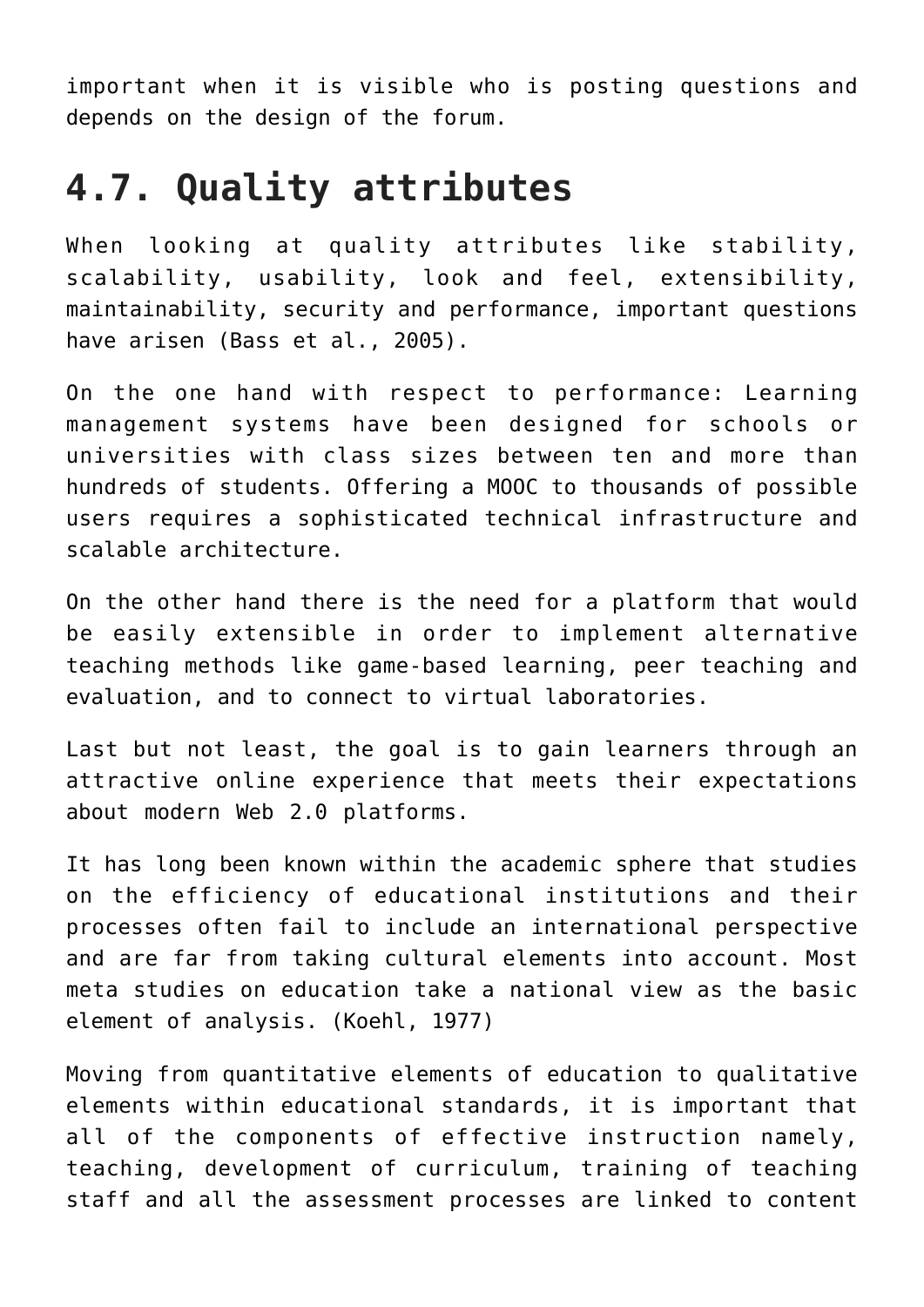important when it is visible who is posting questions and depends on the design of the forum.

## 4.7. Quality attributes

When looking at quality attributes like stability, scalability, usability, look and feel, extensibility, maintainability, security and performance, important questions have arisen (Bass et al., 2005).

On the one hand with respect to performance: Learning management systems have been designed for schools or universities with class sizes between ten and more than hundreds of students. Offering a MOOC to thousands of possible users requires a sophisticated technical infrastructure and scalable architecture.

On the other hand there is the need for a platform that would be easily extensible in order to implement alternative teaching methods like game-based learning, peer teaching and evaluation, and to connect to virtual laboratories.

Last but not least, the goal is to gain learners through an attractive online experience that meets their expectations about modern Web 2.0 platforms.

It has long been known within the academic sphere that studies on the efficiency of educational institutions and their processes often fail to include an international perspective and are far from taking cultural elements into account. Most meta studies on education take a national view as the basic element of analysis. (Koehl, 1977)

Moving from quantitative elements of education to qualitative elements within educational standards, it is important that all of the components of effective instruction namely, teaching, development of curriculum, training of teaching staff and all the assessment processes are linked to content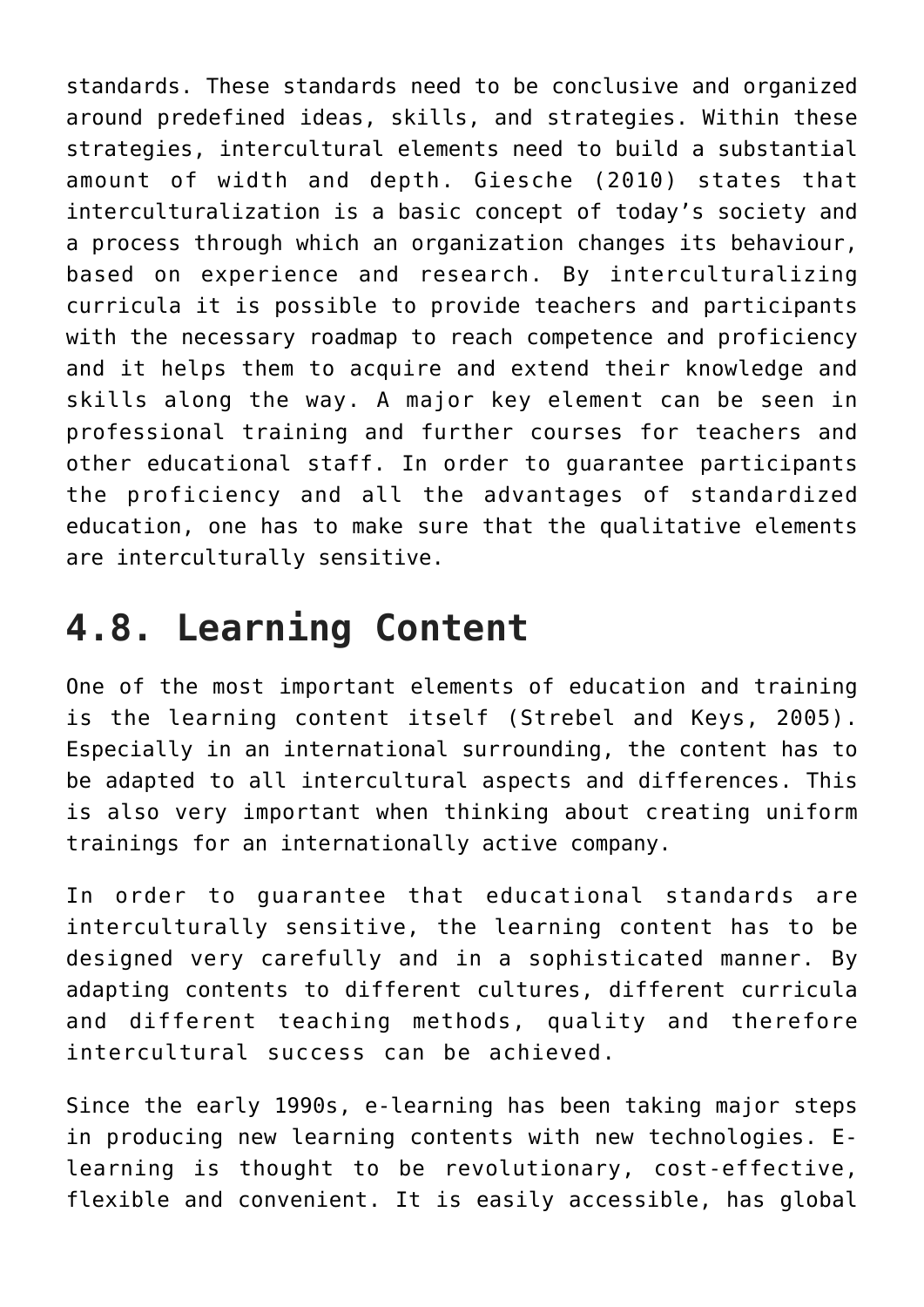standards. These standards need to be conclusive and organized around predefined ideas, skills, and strategies. Within these strategies, intercultural elements need to build a substantial amount of width and depth. Giesche (2010) states that interculturalization is a basic concept of today's society and a process through which an organization changes its behaviour, based on experience and research. By interculturalizing curricula it is possible to provide teachers and participants with the necessary roadmap to reach competence and proficiency and it helps them to acquire and extend their knowledge and skills along the way. A major key element can be seen in professional training and further courses for teachers and other educational staff. In order to guarantee participants the proficiency and all the advantages of standardized education, one has to make sure that the qualitative elements are interculturally sensitive.

## 4.8. Learning Content

One of the most important elements of education and training is the learning content itself (Strebel and Keys, 2005). Especially in an international surrounding, the content has to be adapted to all intercultural aspects and differences. This is also very important when thinking about creating uniform trainings for an internationally active company.

In order to guarantee that educational standards are interculturally sensitive, the learning content has to be designed very carefully and in a sophisticated manner. By adapting contents to different cultures, different curricula and different teaching methods, quality and therefore intercultural success can be achieved.

Since the early 1990s, e-learning has been taking major steps in producing new learning contents with new technologies. E-learning is thought to be revolutionary, cost-effective, flexible and convenient. It is easily accessible, has global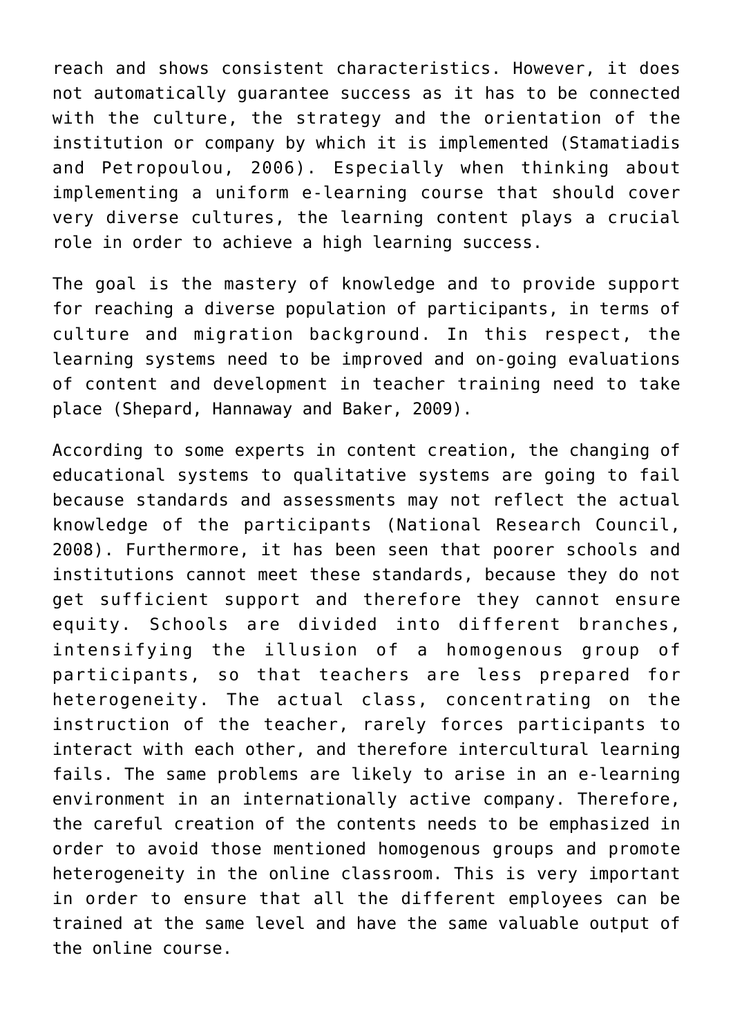reach and shows consistent characteristics. However, it does not automatically guarantee success as it has to be connected with the culture, the strategy and the orientation of the institution or company by which it is implemented (Stamatiadis and Petropoulou, 2006). Especially when thinking about implementing a uniform e-learning course that should cover very diverse cultures, the learning content plays a crucial role in order to achieve a high learning success.

The goal is the mastery of knowledge and to provide support for reaching a diverse population of participants, in terms of culture and migration background. In this respect, the learning systems need to be improved and on-going evaluations of content and development in teacher training need to take place (Shepard, Hannaway and Baker, 2009).

According to some experts in content creation, the changing of educational systems to qualitative systems are going to fail because standards and assessments may not reflect the actual knowledge of the participants (National Research Council, 2008). Furthermore, it has been seen that poorer schools and institutions cannot meet these standards, because they do not get sufficient support and therefore they cannot ensure equity. Schools are divided into different branches, intensifying the illusion of a homogenous group of participants, so that teachers are less prepared for heterogeneity. The actual class, concentrating on the instruction of the teacher, rarely forces participants to interact with each other, and therefore intercultural learning fails. The same problems are likely to arise in an e-learning environment in an internationally active company. Therefore, the careful creation of the contents needs to be emphasized in order to avoid those mentioned homogenous groups and promote heterogeneity in the online classroom. This is very important in order to ensure that all the different employees can be trained at the same level and have the same valuable output of the online course.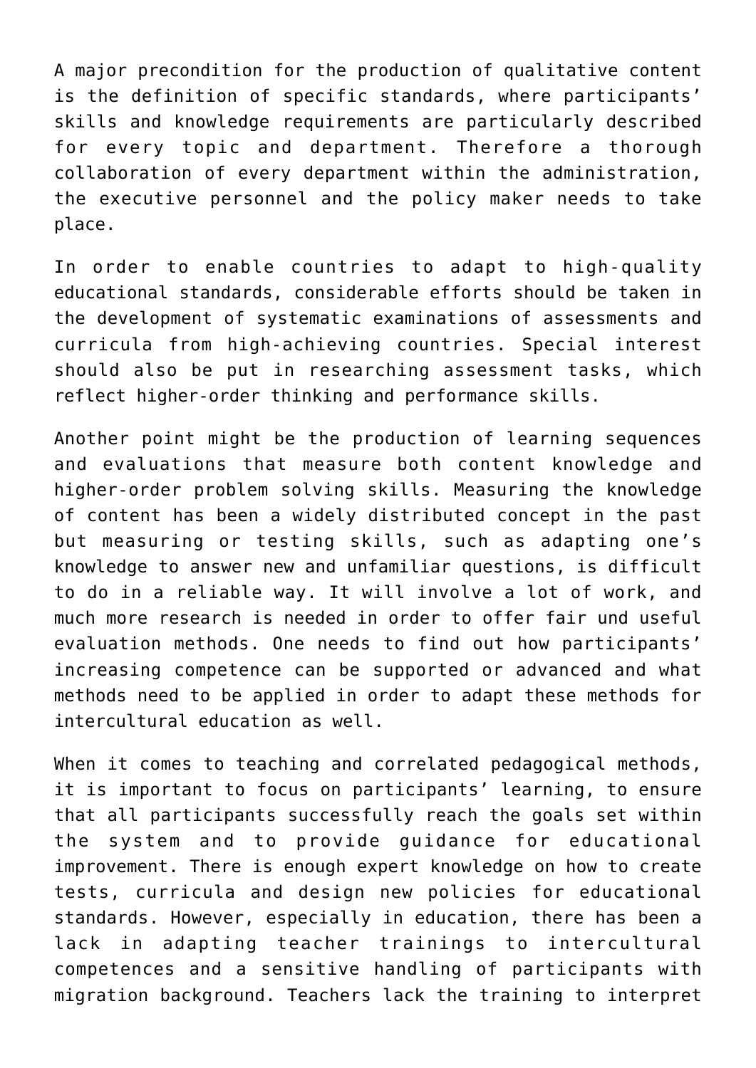A major precondition for the production of qualitative content is the definition of specific standards, where participants' skills and knowledge requirements are particularly described for every topic and department. Therefore a thorough collaboration of every department within the administration, the executive personnel and the policy maker needs to take place.

In order to enable countries to adapt to high-quality educational standards, considerable efforts should be taken in the development of systematic examinations of assessments and curricula from high-achieving countries. Special interest should also be put in researching assessment tasks, which reflect higher-order thinking and performance skills.

Another point might be the production of learning sequences and evaluations that measure both content knowledge and higher-order problem solving skills. Measuring the knowledge of content has been a widely distributed concept in the past but measuring or testing skills, such as adapting one's knowledge to answer new and unfamiliar questions, is difficult to do in a reliable way. It will involve a lot of work, and much more research is needed in order to offer fair und useful evaluation methods. One needs to find out how participants' increasing competence can be supported or advanced and what methods need to be applied in order to adapt these methods for intercultural education as well.

When it comes to teaching and correlated pedagogical methods, it is important to focus on participants' learning, to ensure that all participants successfully reach the goals set within the system and to provide guidance for educational improvement. There is enough expert knowledge on how to create tests, curricula and design new policies for educational standards. However, especially in education, there has been a lack in adapting teacher trainings to intercultural competences and a sensitive handling of participants with migration background. Teachers lack the training to interpret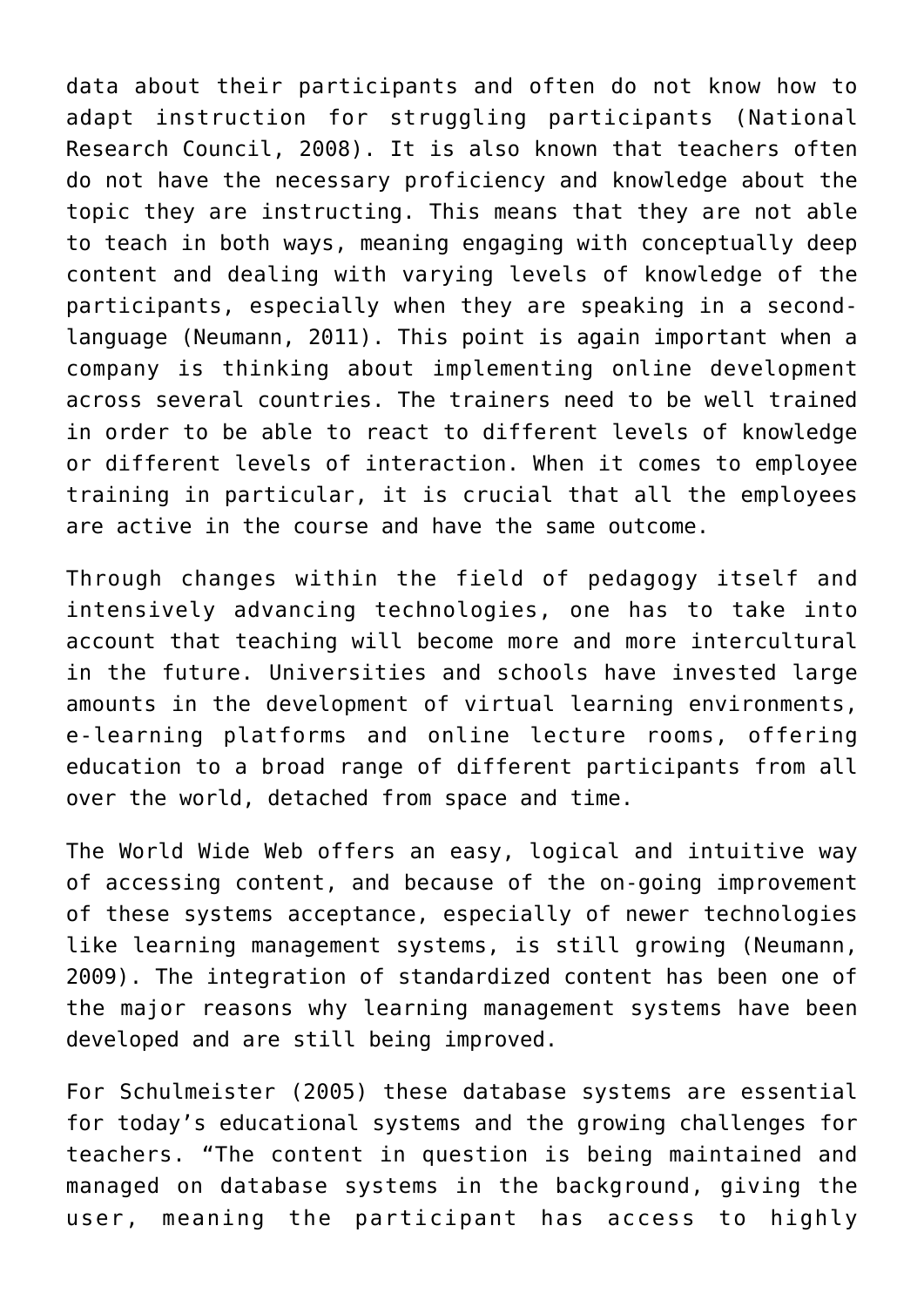data about their participants and often do not know how to adapt instruction for struggling participants (National Research Council, 2008). It is also known that teachers often do not have the necessary proficiency and knowledge about the topic they are instructing. This means that they are not able to teach in both ways, meaning engaging with conceptually deep content and dealing with varying levels of knowledge of the participants, especially when they are speaking in a second-language (Neumann, 2011). This point is again important when a company is thinking about implementing online development across several countries. The trainers need to be well trained in order to be able to react to different levels of knowledge or different levels of interaction. When it comes to employee training in particular, it is crucial that all the employees are active in the course and have the same outcome.

Through changes within the field of pedagogy itself and intensively advancing technologies, one has to take into account that teaching will become more and more intercultural in the future. Universities and schools have invested large amounts in the development of virtual learning environments, e-learning platforms and online lecture rooms, offering education to a broad range of different participants from all over the world, detached from space and time.

The World Wide Web offers an easy, logical and intuitive way of accessing content, and because of the on-going improvement of these systems acceptance, especially of newer technologies like learning management systems, is still growing (Neumann, 2009). The integration of standardized content has been one of the major reasons why learning management systems have been developed and are still being improved.

For Schulmeister (2005) these database systems are essential for today's educational systems and the growing challenges for teachers. "The content in question is being maintained and managed on database systems in the background, giving the user, meaning the participant has access to highly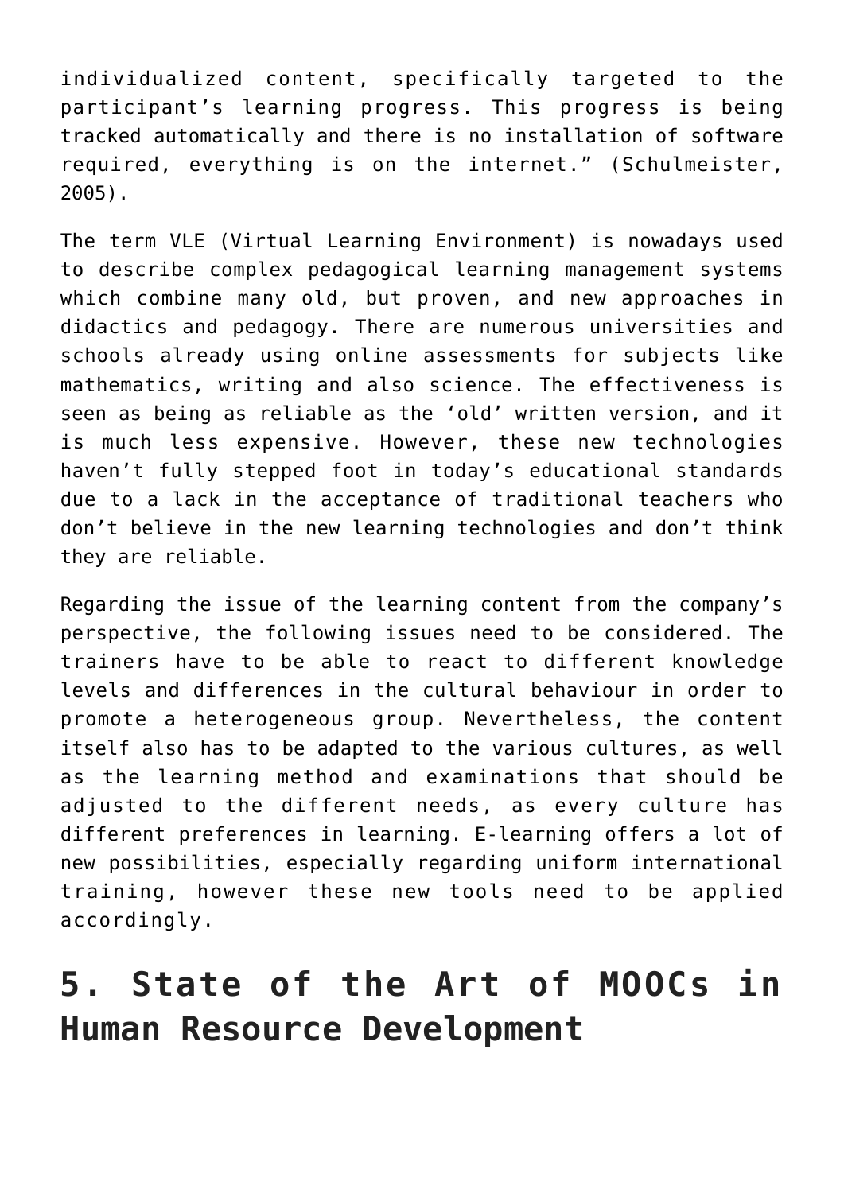individualized content, specifically targeted to the participant's learning progress. This progress is being tracked automatically and there is no installation of software required, everything is on the internet." (Schulmeister, 2005).

The term VLE (Virtual Learning Environment) is nowadays used to describe complex pedagogical learning management systems which combine many old, but proven, and new approaches in didactics and pedagogy. There are numerous universities and schools already using online assessments for subjects like mathematics, writing and also science. The effectiveness is seen as being as reliable as the 'old' written version, and it is much less expensive. However, these new technologies haven't fully stepped foot in today's educational standards due to a lack in the acceptance of traditional teachers who don't believe in the new learning technologies and don't think they are reliable.

Regarding the issue of the learning content from the company's perspective, the following issues need to be considered. The trainers have to be able to react to different knowledge levels and differences in the cultural behaviour in order to promote a heterogeneous group. Nevertheless, the content itself also has to be adapted to the various cultures, as well as the learning method and examinations that should be adjusted to the different needs, as every culture has different preferences in learning. E-learning offers a lot of new possibilities, especially regarding uniform international training, however these new tools need to be applied accordingly.

## 5. State of the Art of MOOCs in Human Resource Development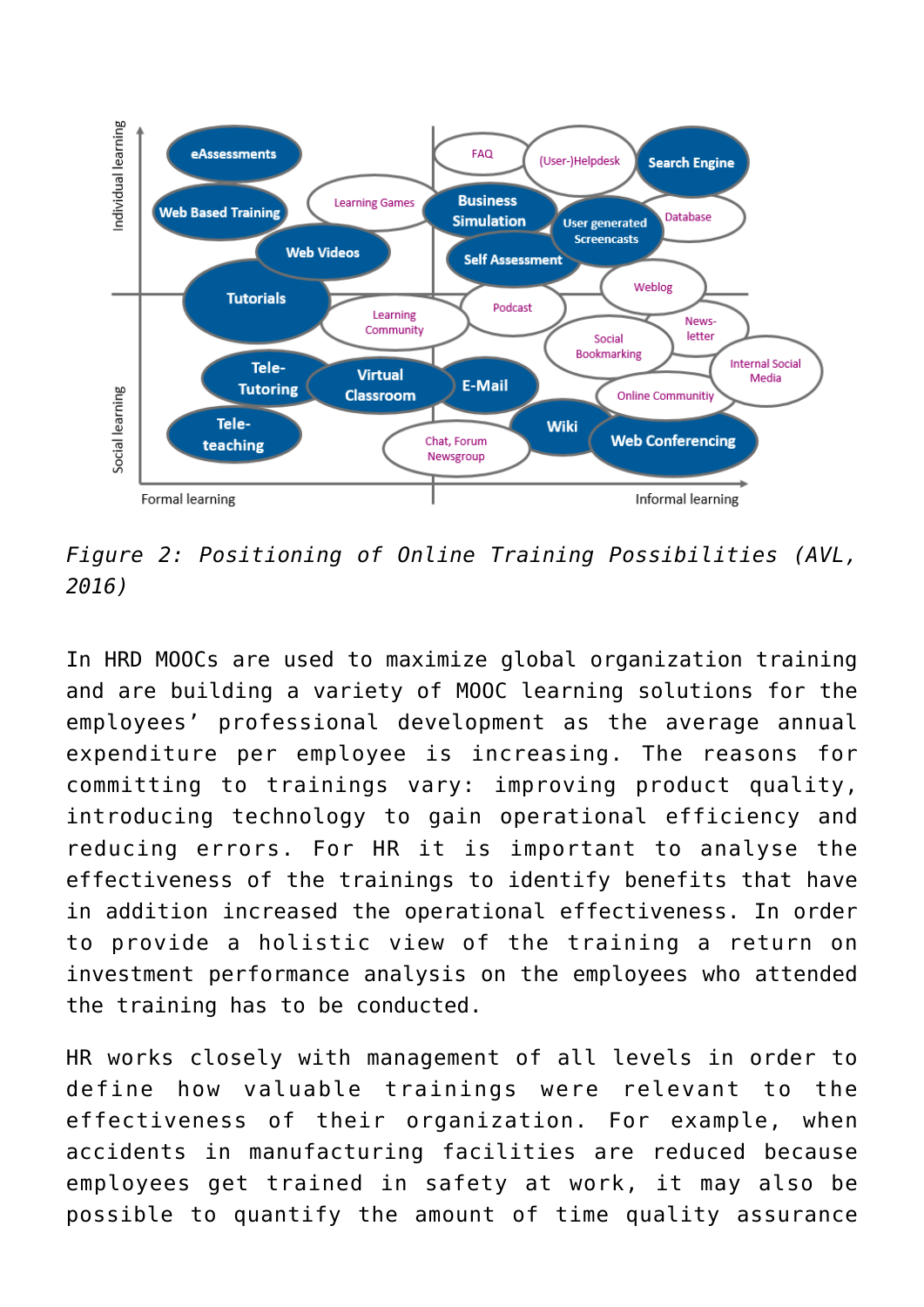*Figure 2: Positioning of Online Training Possibilities (AVL, 2016)*

In HRD MOOCs are used to maximize global organization training and are building a variety of MOOC learning solutions for the employees' professional development as the average annual expenditure per employee is increasing. The reasons for committing to trainings vary: improving product quality, introducing technology to gain operational efficiency and reducing errors. For HR it is important to analyse the effectiveness of the trainings to identify benefits that have in addition increased the operational effectiveness. In order to provide a holistic view of the training a return on investment performance analysis on the employees who attended the training has to be conducted.

HR works closely with management of all levels in order to define how valuable trainings were relevant to the effectiveness of their organization. For example, when accidents in manufacturing facilities are reduced because employees get trained in safety at work, it may also be possible to quantify the amount of time quality assurance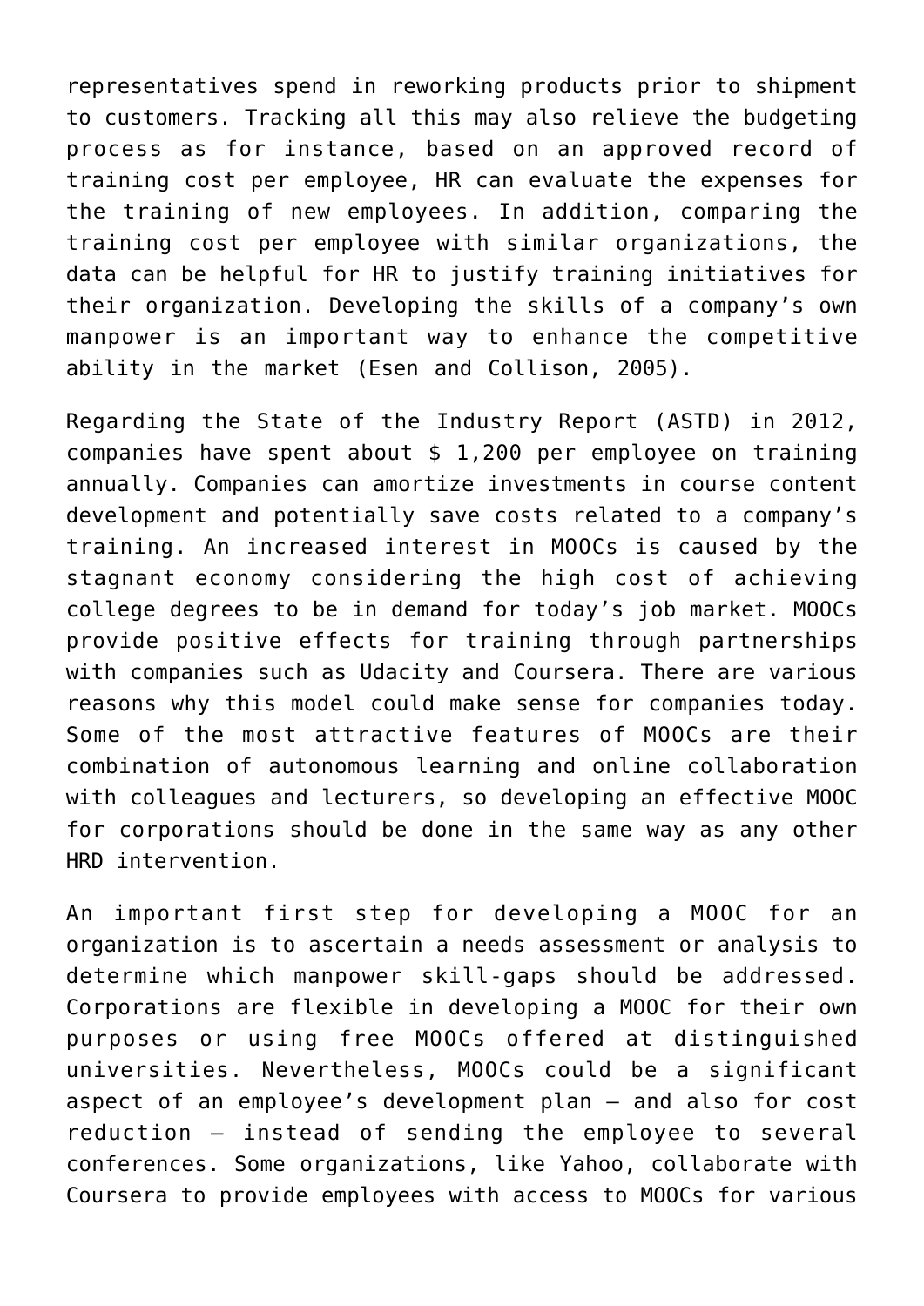representatives spend in reworking products prior to shipment to customers. Tracking all this may also relieve the budgeting process as for instance, based on an approved record of training cost per employee, HR can evaluate the expenses for the training of new employees. In addition, comparing the training cost per employee with similar organizations, the data can be helpful for HR to justify training initiatives for their organization. Developing the skills of a company's own manpower is an important way to enhance the competitive ability in the market (Esen and Collison, 2005).

Regarding the State of the Industry Report (ASTD) in 2012, companies have spent about $ 1,200 per employee on training annually. Companies can amortize investments in course content development and potentially save costs related to a company's training. An increased interest in MOOCs is caused by the stagnant economy considering the high cost of achieving college degrees to be in demand for today's job market. MOOCs provide positive effects for training through partnerships with companies such as Udacity and Coursera. There are various reasons why this model could make sense for companies today. Some of the most attractive features of MOOCs are their combination of autonomous learning and online collaboration with colleagues and lecturers, so developing an effective MOOC for corporations should be done in the same way as any other HRD intervention.

An important first step for developing a MOOC for an organization is to ascertain a needs assessment or analysis to determine which manpower skill-gaps should be addressed. Corporations are flexible in developing a MOOC for their own purposes or using free MOOCs offered at distinguished universities. Nevertheless, MOOCs could be a significant aspect of an employee's development plan – and also for cost reduction – instead of sending the employee to several conferences. Some organizations, like Yahoo, collaborate with Coursera to provide employees with access to MOOCs for various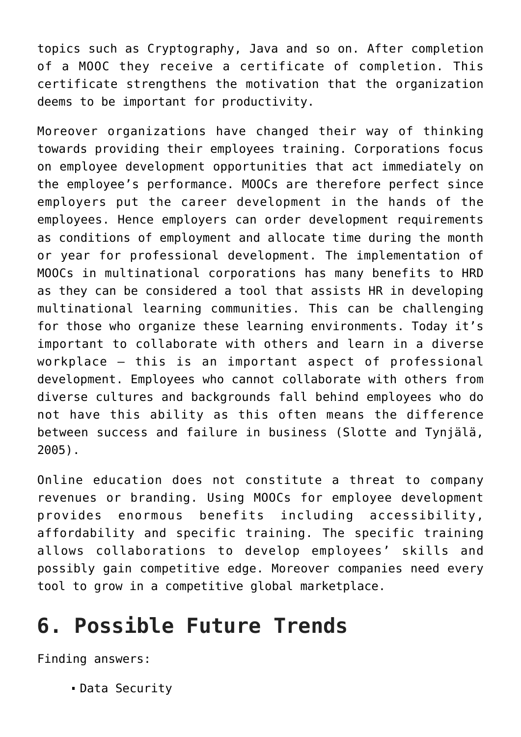topics such as Cryptography, Java and so on. After completion of a MOOC they receive a certificate of completion. This certificate strengthens the motivation that the organization deems to be important for productivity.

Moreover organizations have changed their way of thinking towards providing their employees training. Corporations focus on employee development opportunities that act immediately on the employee's performance. MOOCs are therefore perfect since employers put the career development in the hands of the employees. Hence employers can order development requirements as conditions of employment and allocate time during the month or year for professional development. The implementation of MOOCs in multinational corporations has many benefits to HRD as they can be considered a tool that assists HR in developing multinational learning communities. This can be challenging for those who organize these learning environments. Today it's important to collaborate with others and learn in a diverse workplace – this is an important aspect of professional development. Employees who cannot collaborate with others from diverse cultures and backgrounds fall behind employees who do not have this ability as this often means the difference between success and failure in business (Slotte and Tynjälä, 2005).

Online education does not constitute a threat to company revenues or branding. Using MOOCs for employee development provides enormous benefits including accessibility, affordability and specific training. The specific training allows collaborations to develop employees' skills and possibly gain competitive edge. Moreover companies need every tool to grow in a competitive global marketplace.

# 6. Possible Future Trends

Finding answers:

- Data Security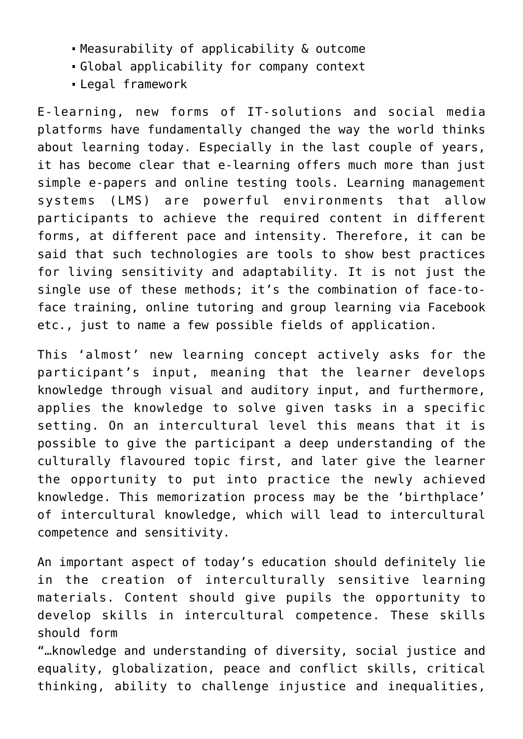- Measurability of applicability & outcome
- Global applicability for company context
- Legal framework

E-learning, new forms of IT-solutions and social media platforms have fundamentally changed the way the world thinks about learning today. Especially in the last couple of years, it has become clear that e-learning offers much more than just simple e-papers and online testing tools. Learning management systems (LMS) are powerful environments that allow participants to achieve the required content in different forms, at different pace and intensity. Therefore, it can be said that such technologies are tools to show best practices for living sensitivity and adaptability. It is not just the single use of these methods; it's the combination of face-to-face training, online tutoring and group learning via Facebook etc., just to name a few possible fields of application.

This 'almost' new learning concept actively asks for the participant's input, meaning that the learner develops knowledge through visual and auditory input, and furthermore, applies the knowledge to solve given tasks in a specific setting. On an intercultural level this means that it is possible to give the participant a deep understanding of the culturally flavoured topic first, and later give the learner the opportunity to put into practice the newly achieved knowledge. This memorization process may be the 'birthplace' of intercultural knowledge, which will lead to intercultural competence and sensitivity.

An important aspect of today's education should definitely lie in the creation of interculturally sensitive learning materials. Content should give pupils the opportunity to develop skills in intercultural competence. These skills should form
"…knowledge and understanding of diversity, social justice and equality, globalization, peace and conflict skills, critical thinking, ability to challenge injustice and inequalities,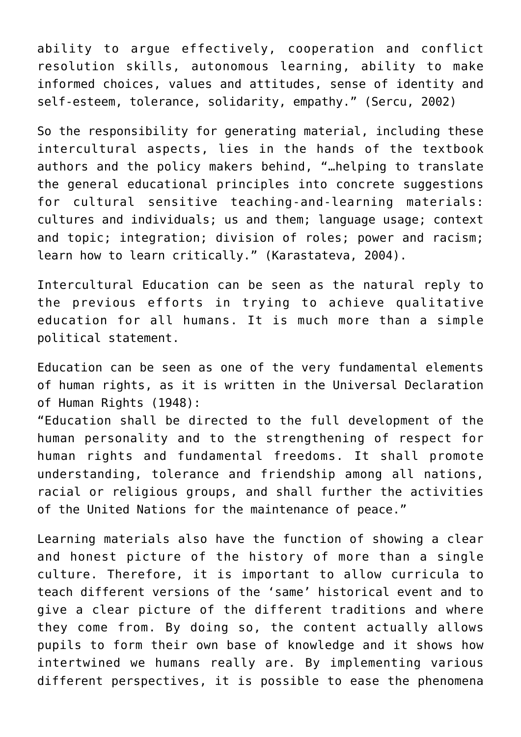ability to argue effectively, cooperation and conflict resolution skills, autonomous learning, ability to make informed choices, values and attitudes, sense of identity and self-esteem, tolerance, solidarity, empathy.” (Sercu, 2002)

So the responsibility for generating material, including these intercultural aspects, lies in the hands of the textbook authors and the policy makers behind, “…helping to translate the general educational principles into concrete suggestions for cultural sensitive teaching-and-learning materials: cultures and individuals; us and them; language usage; context and topic; integration; division of roles; power and racism; learn how to learn critically.” (Karastateva, 2004).

Intercultural Education can be seen as the natural reply to the previous efforts in trying to achieve qualitative education for all humans. It is much more than a simple political statement.

Education can be seen as one of the very fundamental elements of human rights, as it is written in the Universal Declaration of Human Rights (1948):
“Education shall be directed to the full development of the human personality and to the strengthening of respect for human rights and fundamental freedoms. It shall promote understanding, tolerance and friendship among all nations, racial or religious groups, and shall further the activities of the United Nations for the maintenance of peace.”

Learning materials also have the function of showing a clear and honest picture of the history of more than a single culture. Therefore, it is important to allow curricula to teach different versions of the ‘same’ historical event and to give a clear picture of the different traditions and where they come from. By doing so, the content actually allows pupils to form their own base of knowledge and it shows how intertwined we humans really are. By implementing various different perspectives, it is possible to ease the phenomena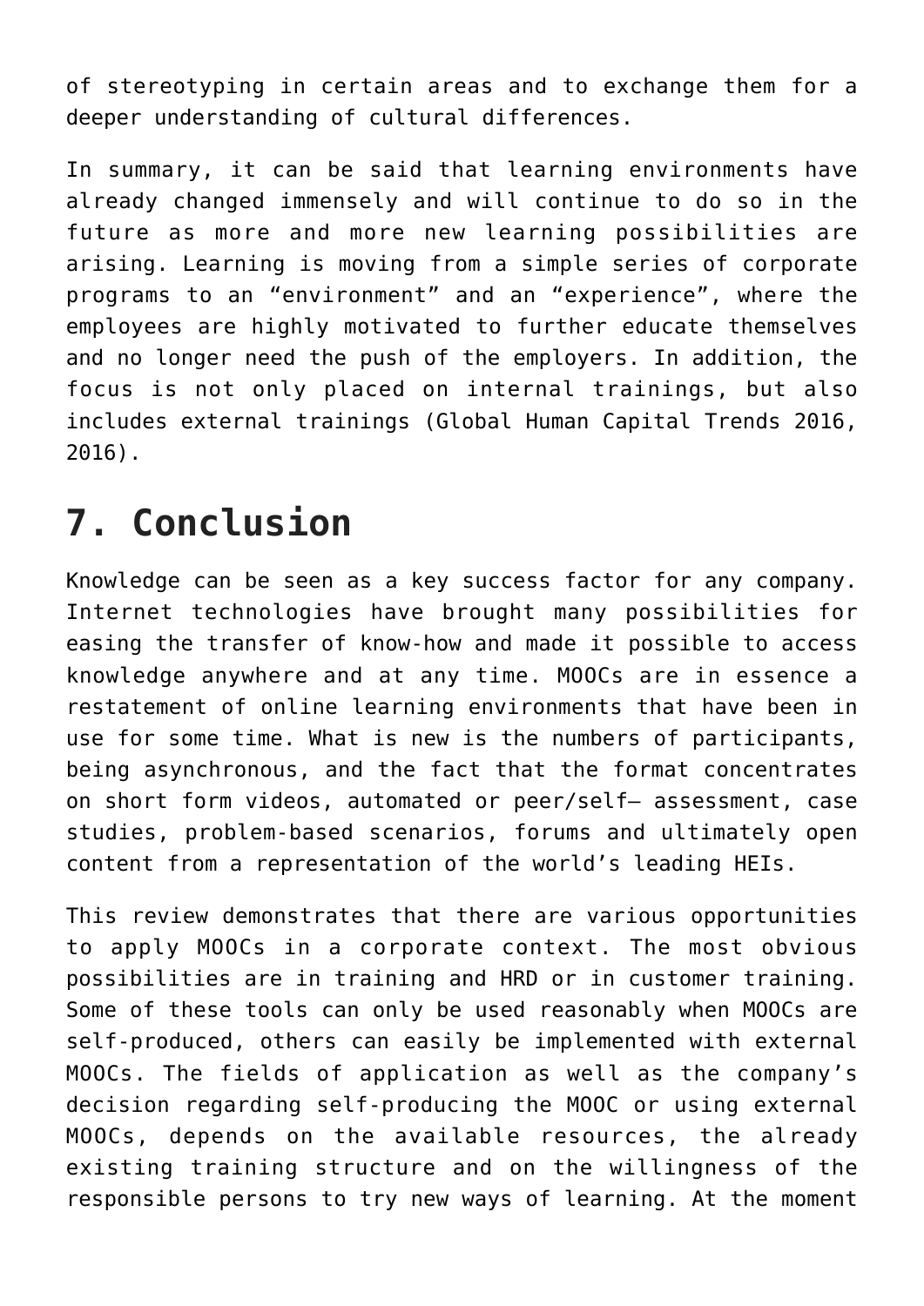of stereotyping in certain areas and to exchange them for a deeper understanding of cultural differences.

In summary, it can be said that learning environments have already changed immensely and will continue to do so in the future as more and more new learning possibilities are arising. Learning is moving from a simple series of corporate programs to an “environment” and an “experience”, where the employees are highly motivated to further educate themselves and no longer need the push of the employers. In addition, the focus is not only placed on internal trainings, but also includes external trainings (Global Human Capital Trends 2016, 2016).

# 7. Conclusion

Knowledge can be seen as a key success factor for any company. Internet technologies have brought many possibilities for easing the transfer of know-how and made it possible to access knowledge anywhere and at any time. MOOCs are in essence a restatement of online learning environments that have been in use for some time. What is new is the numbers of participants, being asynchronous, and the fact that the format concentrates on short form videos, automated or peer/self– assessment, case studies, problem-based scenarios, forums and ultimately open content from a representation of the world’s leading HEIs.

This review demonstrates that there are various opportunities to apply MOOCs in a corporate context. The most obvious possibilities are in training and HRD or in customer training. Some of these tools can only be used reasonably when MOOCs are self-produced, others can easily be implemented with external MOOCs. The fields of application as well as the company’s decision regarding self-producing the MOOC or using external MOOCs, depends on the available resources, the already existing training structure and on the willingness of the responsible persons to try new ways of learning. At the moment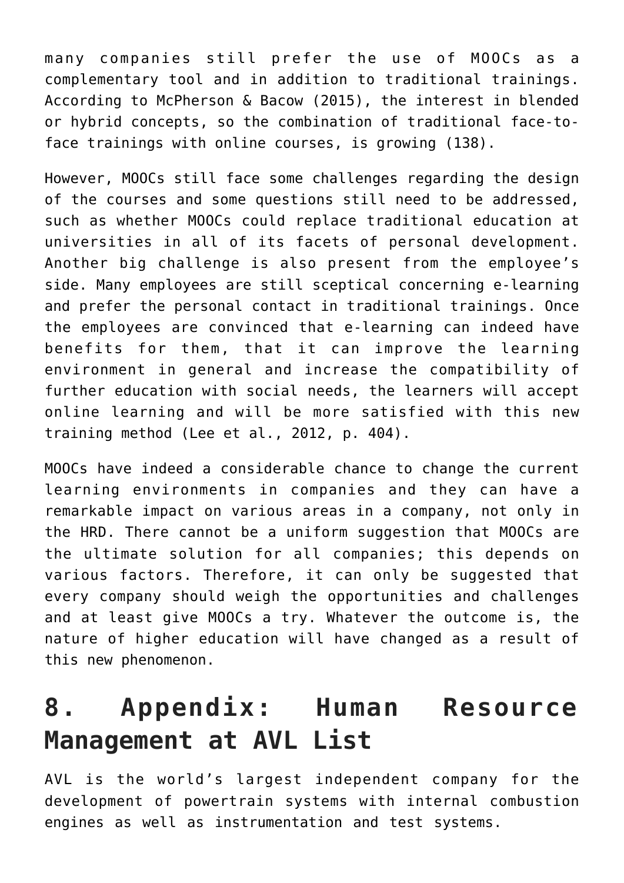many companies still prefer the use of MOOCs as a complementary tool and in addition to traditional trainings. According to McPherson & Bacow (2015), the interest in blended or hybrid concepts, so the combination of traditional face-to-face trainings with online courses, is growing (138).

However, MOOCs still face some challenges regarding the design of the courses and some questions still need to be addressed, such as whether MOOCs could replace traditional education at universities in all of its facets of personal development. Another big challenge is also present from the employee's side. Many employees are still sceptical concerning e-learning and prefer the personal contact in traditional trainings. Once the employees are convinced that e-learning can indeed have benefits for them, that it can improve the learning environment in general and increase the compatibility of further education with social needs, the learners will accept online learning and will be more satisfied with this new training method (Lee et al., 2012, p. 404).

MOOCs have indeed a considerable chance to change the current learning environments in companies and they can have a remarkable impact on various areas in a company, not only in the HRD. There cannot be a uniform suggestion that MOOCs are the ultimate solution for all companies; this depends on various factors. Therefore, it can only be suggested that every company should weigh the opportunities and challenges and at least give MOOCs a try. Whatever the outcome is, the nature of higher education will have changed as a result of this new phenomenon.

## 8. Appendix: Human Resource Management at AVL List

AVL is the world's largest independent company for the development of powertrain systems with internal combustion engines as well as instrumentation and test systems.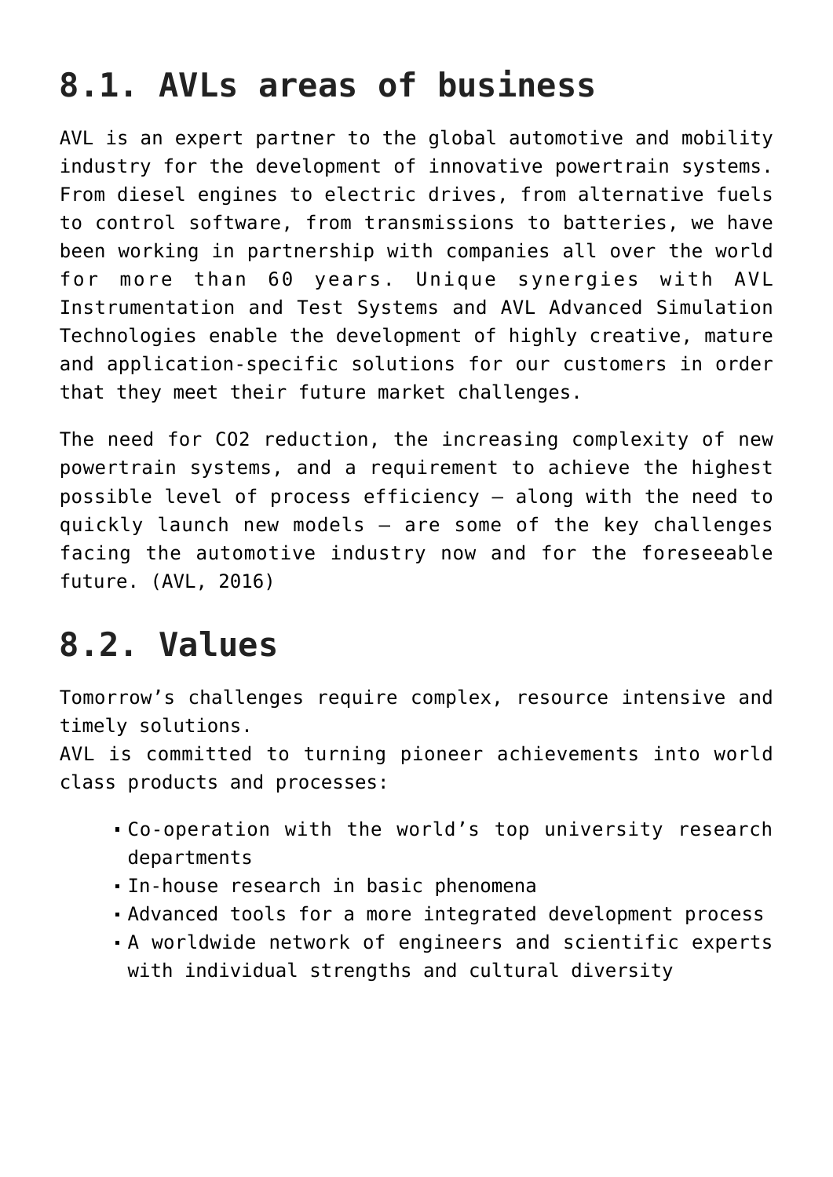## 8.1. AVLs areas of business

AVL is an expert partner to the global automotive and mobility industry for the development of innovative powertrain systems. From diesel engines to electric drives, from alternative fuels to control software, from transmissions to batteries, we have been working in partnership with companies all over the world for more than 60 years. Unique synergies with AVL Instrumentation and Test Systems and AVL Advanced Simulation Technologies enable the development of highly creative, mature and application-specific solutions for our customers in order that they meet their future market challenges.

The need for $CO_2$ reduction, the increasing complexity of new powertrain systems, and a requirement to achieve the highest possible level of process efficiency – along with the need to quickly launch new models – are some of the key challenges facing the automotive industry now and for the foreseeable future. (AVL, 2016)

## 8.2. Values

Tomorrow's challenges require complex, resource intensive and timely solutions.
AVL is committed to turning pioneer achievements into world class products and processes:

- Co-operation with the world's top university research departments
- In-house research in basic phenomena
- Advanced tools for a more integrated development process
- A worldwide network of engineers and scientific experts with individual strengths and cultural diversity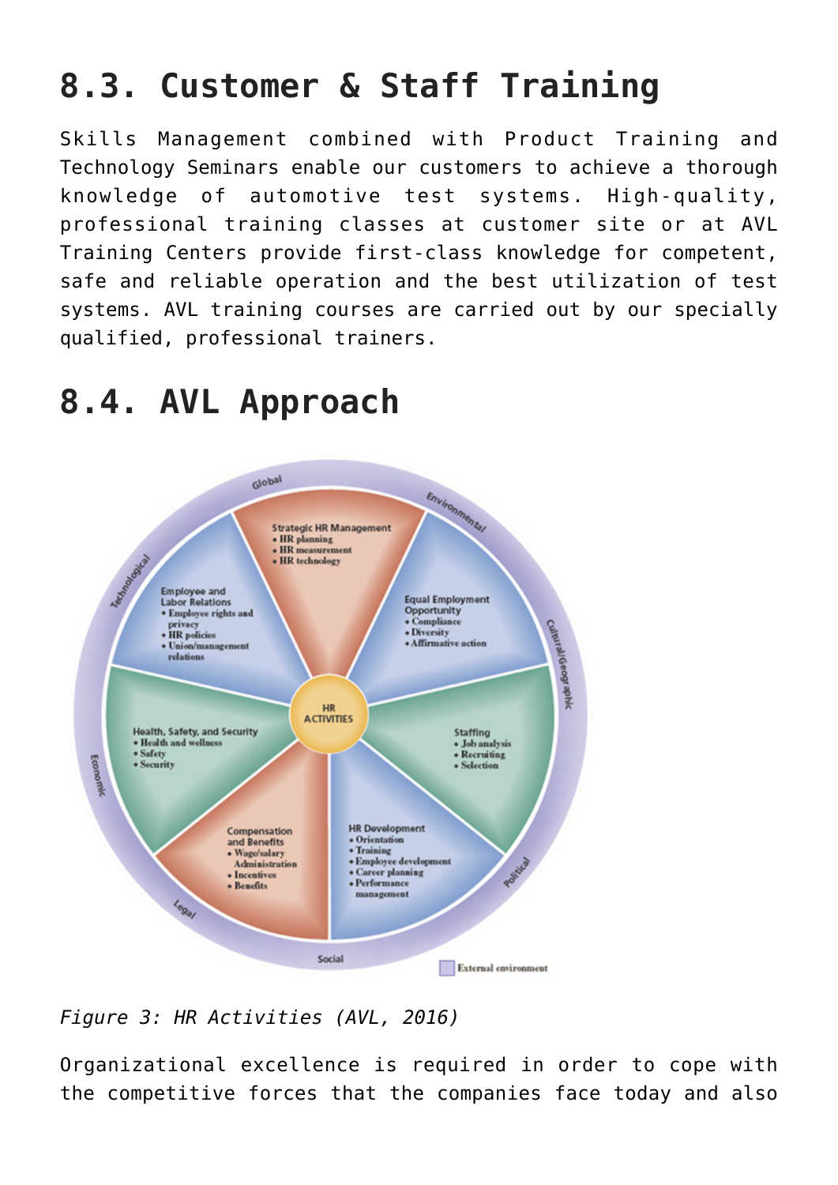## 8.3. Customer & Staff Training

Skills Management combined with Product Training and Technology Seminars enable our customers to achieve a thorough knowledge of automotive test systems. High-quality, professional training classes at customer site or at AVL Training Centers provide first-class knowledge for competent, safe and reliable operation and the best utilization of test systems. AVL training courses are carried out by our specially qualified, professional trainers.

## 8.4. AVL Approach

*Figure 3: HR Activities (AVL, 2016)*

Organizational excellence is required in order to cope with the competitive forces that the companies face today and also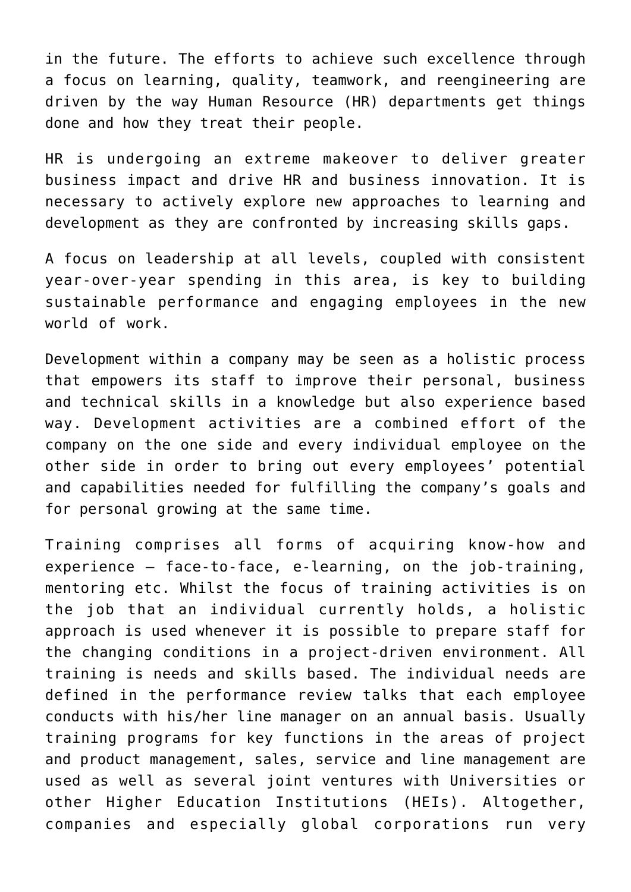in the future. The efforts to achieve such excellence through a focus on learning, quality, teamwork, and reengineering are driven by the way Human Resource (HR) departments get things done and how they treat their people.

HR is undergoing an extreme makeover to deliver greater business impact and drive HR and business innovation. It is necessary to actively explore new approaches to learning and development as they are confronted by increasing skills gaps.

A focus on leadership at all levels, coupled with consistent year-over-year spending in this area, is key to building sustainable performance and engaging employees in the new world of work.

Development within a company may be seen as a holistic process that empowers its staff to improve their personal, business and technical skills in a knowledge but also experience based way. Development activities are a combined effort of the company on the one side and every individual employee on the other side in order to bring out every employees' potential and capabilities needed for fulfilling the company's goals and for personal growing at the same time.

Training comprises all forms of acquiring know-how and experience – face-to-face, e-learning, on the job-training, mentoring etc. Whilst the focus of training activities is on the job that an individual currently holds, a holistic approach is used whenever it is possible to prepare staff for the changing conditions in a project-driven environment. All training is needs and skills based. The individual needs are defined in the performance review talks that each employee conducts with his/her line manager on an annual basis. Usually training programs for key functions in the areas of project and product management, sales, service and line management are used as well as several joint ventures with Universities or other Higher Education Institutions (HEIs). Altogether, companies and especially global corporations run very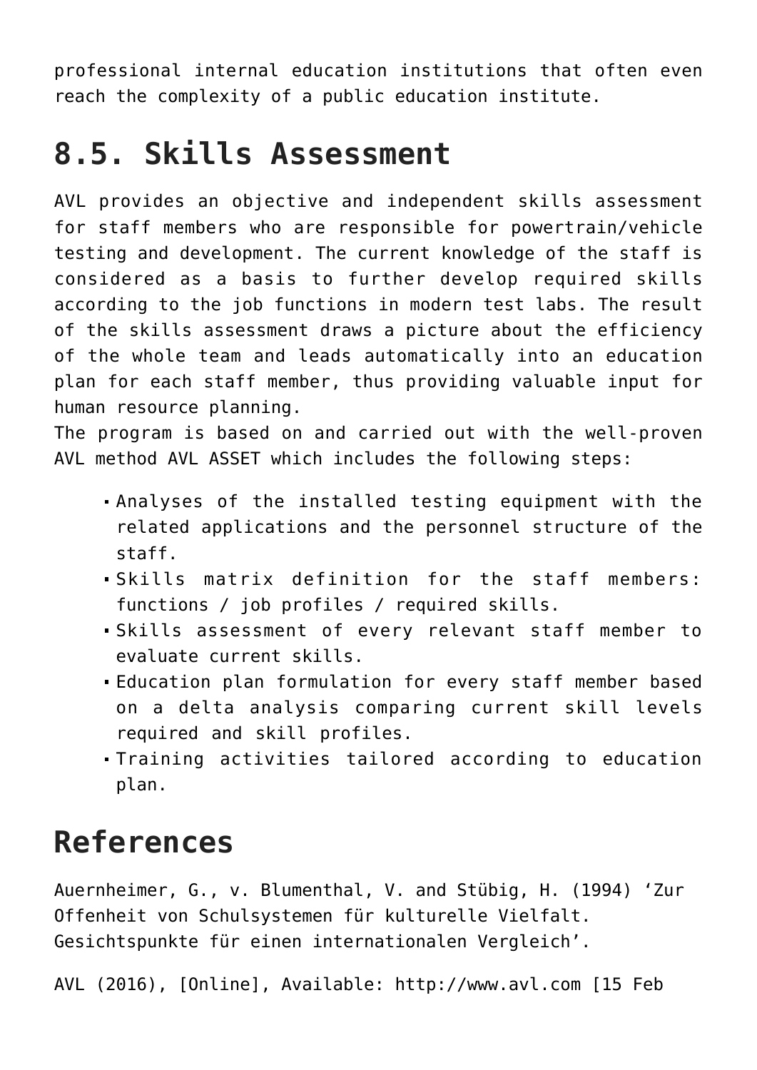professional internal education institutions that often even reach the complexity of a public education institute.

## 8.5. Skills Assessment

AVL provides an objective and independent skills assessment for staff members who are responsible for powertrain/vehicle testing and development. The current knowledge of the staff is considered as a basis to further develop required skills according to the job functions in modern test labs. The result of the skills assessment draws a picture about the efficiency of the whole team and leads automatically into an education plan for each staff member, thus providing valuable input for human resource planning.
The program is based on and carried out with the well-proven AVL method AVL ASSET which includes the following steps:

- Analyses of the installed testing equipment with the related applications and the personnel structure of the staff.
- Skills matrix definition for the staff members: functions / job profiles / required skills.
- Skills assessment of every relevant staff member to evaluate current skills.
- Education plan formulation for every staff member based on a delta analysis comparing current skill levels required and skill profiles.
- Training activities tailored according to education plan.

## References

Auernheimer, G., v. Blumenthal, V. and Stübig, H. (1994) 'Zur Offenheit von Schulsystemen für kulturelle Vielfalt. Gesichtspunkte für einen internationalen Vergleich'.

AVL (2016), [Online], Available: http://www.avl.com [15 Feb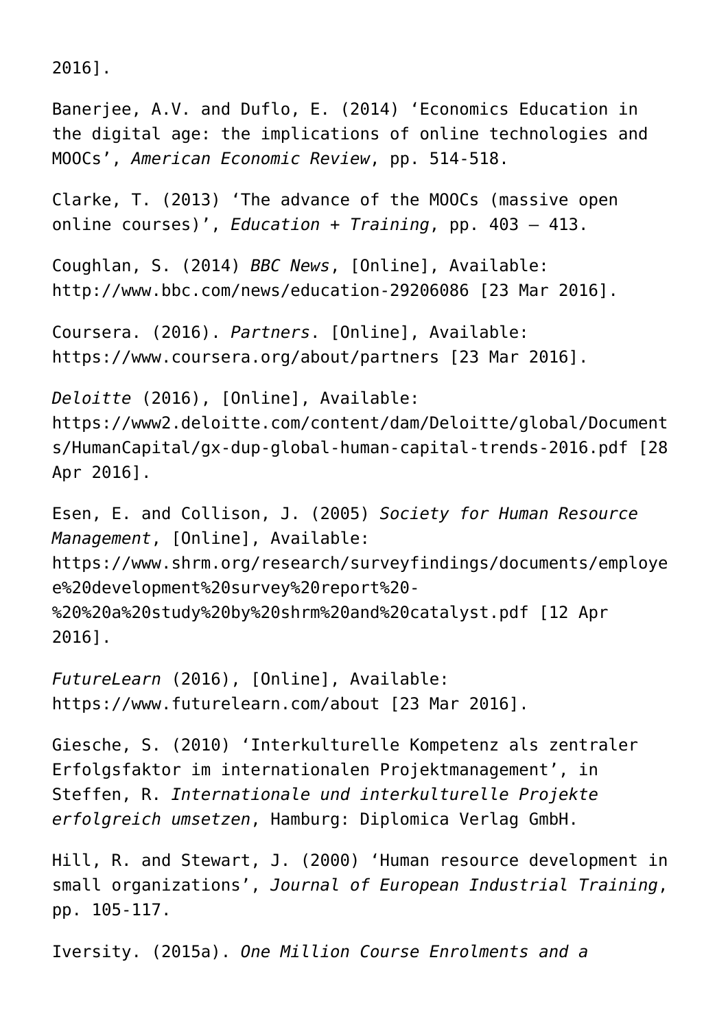2016].

Banerjee, A.V. and Duflo, E. (2014) ‘Economics Education in the digital age: the implications of online technologies and MOOCs’, *American Economic Review*, pp. 514-518.

Clarke, T. (2013) ‘The advance of the MOOCs (massive open online courses)’, *Education + Training*, pp. 403 – 413.

Coughlan, S. (2014) *BBC News*, [Online], Available: http://www.bbc.com/news/education-29206086 [23 Mar 2016].

Coursera. (2016). *Partners*. [Online], Available: https://www.coursera.org/about/partners [23 Mar 2016].

*Deloitte* (2016), [Online], Available: https://www2.deloitte.com/content/dam/Deloitte/global/Documents/HumanCapital/gx-dup-global-human-capital-trends-2016.pdf [28 Apr 2016].

Esen, E. and Collison, J. (2005) *Society for Human Resource Management*, [Online], Available: https://www.shrm.org/research/surveyfindings/documents/employee%20development%20survey%20report%20-%20%20a%20study%20by%20shrm%20and%20catalyst.pdf [12 Apr 2016].

*FutureLearn* (2016), [Online], Available: https://www.futurelearn.com/about [23 Mar 2016].

Giesche, S. (2010) ‘Interkulturelle Kompetenz als zentraler Erfolgsfaktor im internationalen Projektmanagement’, in Steffen, R. *Internationale und interkulturelle Projekte erfolgreich umsetzen*, Hamburg: Diplomica Verlag GmbH.

Hill, R. and Stewart, J. (2000) ‘Human resource development in small organizations’, *Journal of European Industrial Training*, pp. 105-117.

Iversity. (2015a). *One Million Course Enrolments and a*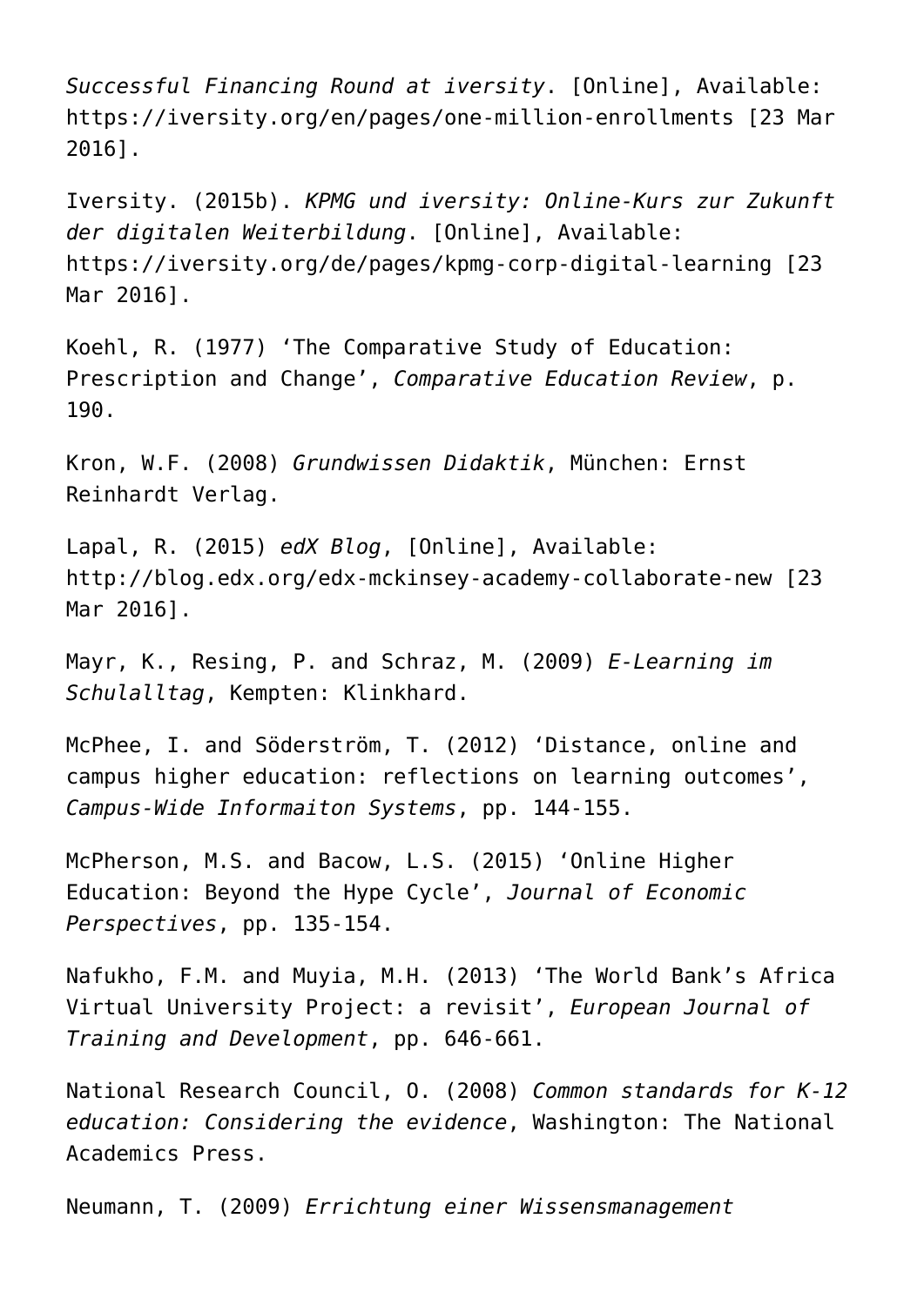*Successful Financing Round at iversity*. [Online], Available: https://iversity.org/en/pages/one-million-enrollments [23 Mar 2016].

Iversity. (2015b). *KPMG und iversity: Online-Kurs zur Zukunft der digitalen Weiterbildung*. [Online], Available: https://iversity.org/de/pages/kpmg-corp-digital-learning [23 Mar 2016].

Koehl, R. (1977) 'The Comparative Study of Education: Prescription and Change', *Comparative Education Review*, p. 190.

Kron, W.F. (2008) *Grundwissen Didaktik*, München: Ernst Reinhardt Verlag.

Lapal, R. (2015) *edX Blog*, [Online], Available: http://blog.edx.org/edx-mckinsey-academy-collaborate-new [23 Mar 2016].

Mayr, K., Resing, P. and Schraz, M. (2009) *E-Learning im Schulalltag*, Kempten: Klinkhard.

McPhee, I. and Söderström, T. (2012) 'Distance, online and campus higher education: reflections on learning outcomes', *Campus-Wide Informaiton Systems*, pp. 144-155.

McPherson, M.S. and Bacow, L.S. (2015) 'Online Higher Education: Beyond the Hype Cycle', *Journal of Economic Perspectives*, pp. 135-154.

Nafukho, F.M. and Muyia, M.H. (2013) 'The World Bank's Africa Virtual University Project: a revisit', *European Journal of Training and Development*, pp. 646-661.

National Research Council, O. (2008) *Common standards for K-12 education: Considering the evidence*, Washington: The National Academics Press.

Neumann, T. (2009) *Errichtung einer Wissensmanagement*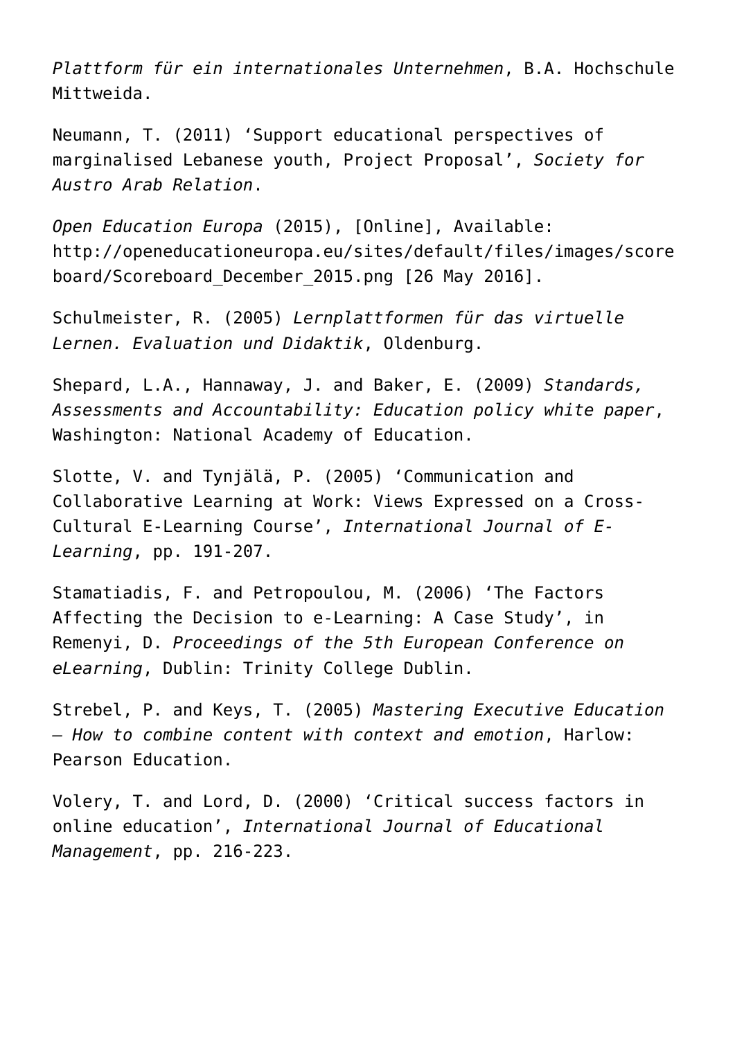*Plattform für ein internationales Unternehmen*, B.A. Hochschule Mittweida.

Neumann, T. (2011) 'Support educational perspectives of marginalised Lebanese youth, Project Proposal', *Society for Austro Arab Relation*.

*Open Education Europa* (2015), [Online], Available: http://openeducationeuropa.eu/sites/default/files/images/scoreboard/Scoreboard_December_2015.png [26 May 2016].

Schulmeister, R. (2005) *Lernplattformen für das virtuelle Lernen. Evaluation und Didaktik*, Oldenburg.

Shepard, L.A., Hannaway, J. and Baker, E. (2009) *Standards, Assessments and Accountability: Education policy white paper*, Washington: National Academy of Education.

Slotte, V. and Tynjälä, P. (2005) 'Communication and Collaborative Learning at Work: Views Expressed on a Cross-Cultural E-Learning Course', *International Journal of E-Learning*, pp. 191-207.

Stamatiadis, F. and Petropoulou, M. (2006) 'The Factors Affecting the Decision to e-Learning: A Case Study', in Remenyi, D. *Proceedings of the 5th European Conference on eLearning*, Dublin: Trinity College Dublin.

Strebel, P. and Keys, T. (2005) *Mastering Executive Education – How to combine content with context and emotion*, Harlow: Pearson Education.

Volery, T. and Lord, D. (2000) 'Critical success factors in online education', *International Journal of Educational Management*, pp. 216-223.